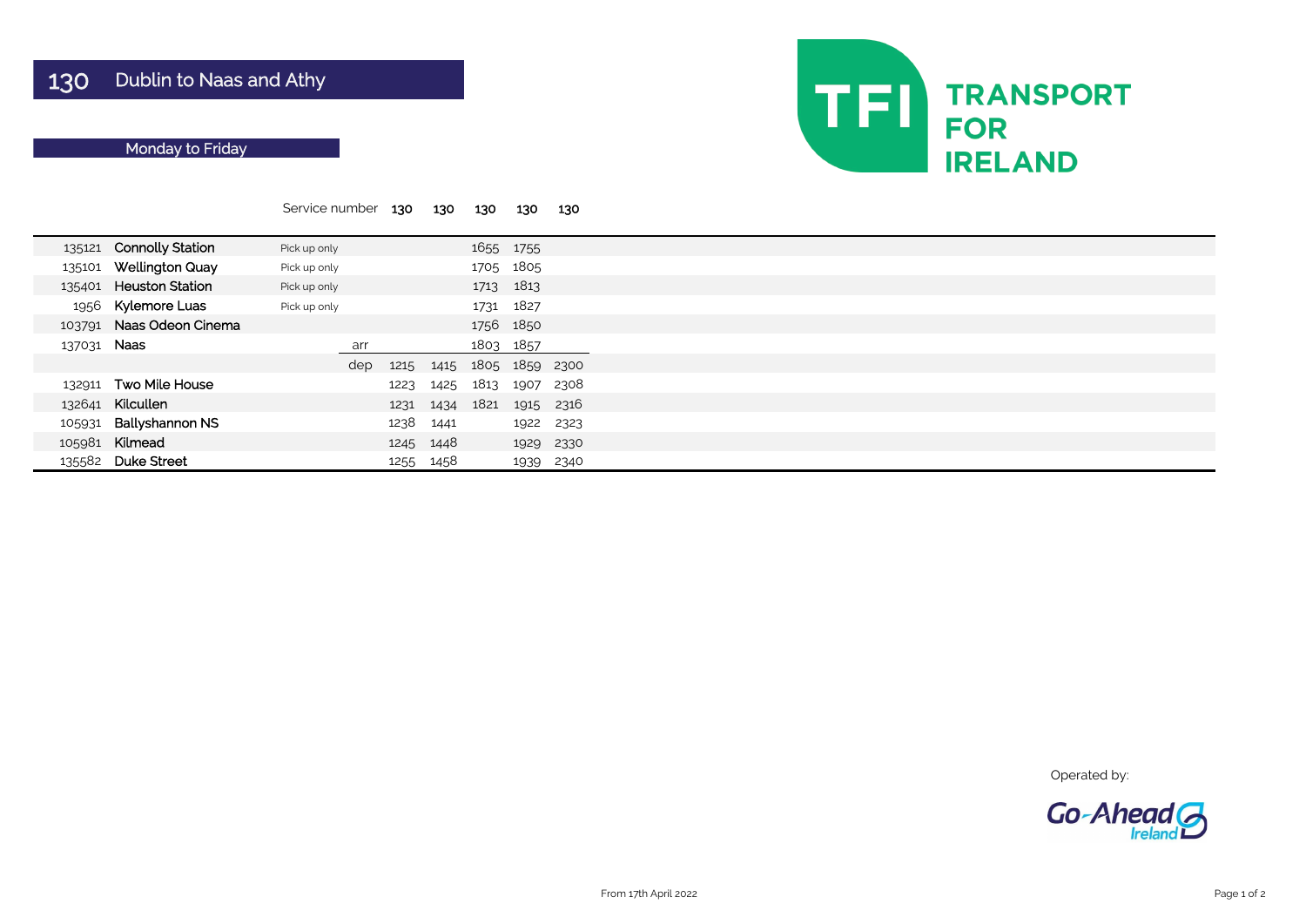# 130 Dublin to Naas and Athy

TRANSPORT FOR IRELAND

## Monday to Friday

| | | Service number | | 130 | 130 | 130 | 130 | 130 |
|---|---|---|---|---|---|---|---|---|
| 135121 | Connolly Station | Pick up only | | | | 1655 | 1755 | |
| 135101 | Wellington Quay | Pick up only | | | | 1705 | 1805 | |
| 135401 | Heuston Station | Pick up only | | | | 1713 | 1813 | |
| 1956 | Kylemore Luas | Pick up only | | | | 1731 | 1827 | |
| 103791 | Naas Odeon Cinema | | | | | 1756 | 1850 | |
| 137031 | Naas | | arr | | | 1803 | 1857 | |
| | | | dep | 1215 | 1415 | 1805 | 1859 | 2300 |
| 132911 | Two Mile House | | | 1223 | 1425 | 1813 | 1907 | 2308 |
| 132641 | Kilcullen | | | 1231 | 1434 | 1821 | 1915 | 2316 |
| 105931 | Ballyshannon NS | | | 1238 | 1441 | | 1922 | 2323 |
| 105981 | Kilmead | | | 1245 | 1448 | | 1929 | 2330 |
| 135582 | Duke Street | | | 1255 | 1458 | | 1939 | 2340 |

Operated by: Go-Ahead Ireland

From 17th April 2022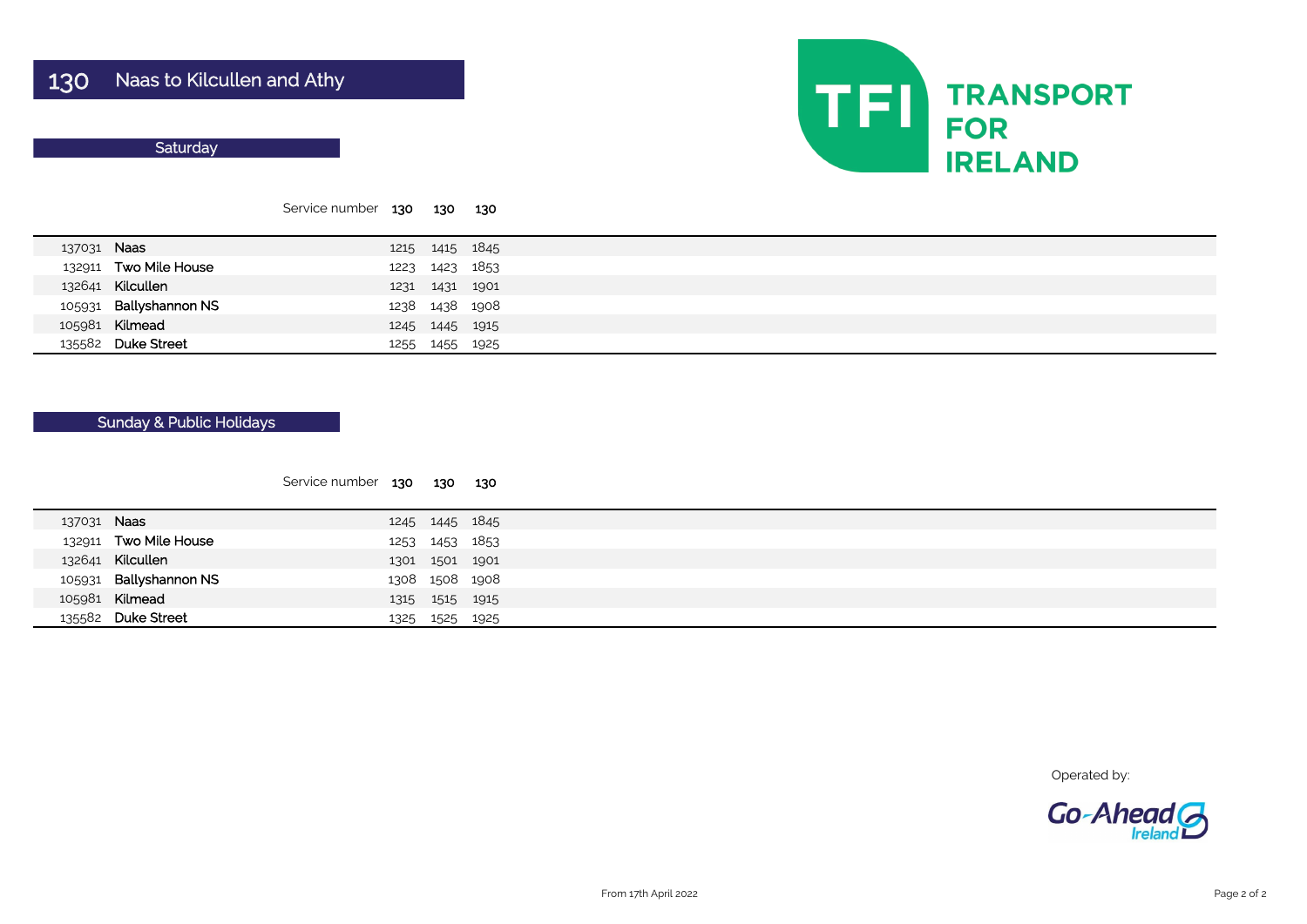# 130 Naas to Kilcullen and Athy

TRANSPORT FOR IRELAND

## Saturday

| | Service number | 130 | 130 | 130 |
|---|---|---|---|---|
| 137031 | Naas | 1215 | 1415 | 1845 |
| 132911 | Two Mile House | 1223 | 1423 | 1853 |
| 132641 | Kilcullen | 1231 | 1431 | 1901 |
| 105931 | Ballyshannon NS | 1238 | 1438 | 1908 |
| 105981 | Kilmead | 1245 | 1445 | 1915 |
| 135582 | Duke Street | 1255 | 1455 | 1925 |

## Sunday & Public Holidays

| | Service number | 130 | 130 | 130 |
|---|---|---|---|---|
| 137031 | Naas | 1245 | 1445 | 1845 |
| 132911 | Two Mile House | 1253 | 1453 | 1853 |
| 132641 | Kilcullen | 1301 | 1501 | 1901 |
| 105931 | Ballyshannon NS | 1308 | 1508 | 1908 |
| 105981 | Kilmead | 1315 | 1515 | 1915 |
| 135582 | Duke Street | 1325 | 1525 | 1925 |

Operated by: Go-Ahead Ireland

From 17th April 2022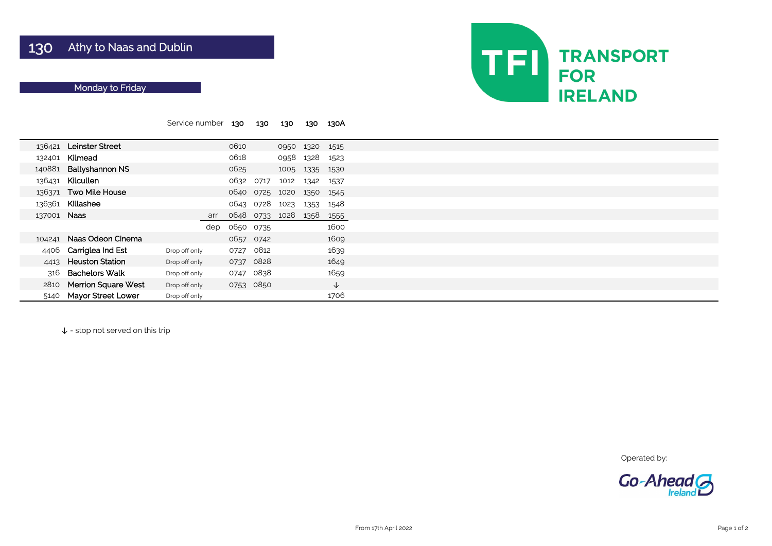# 130 Athy to Naas and Dublin

## Monday to Friday

| | | | | 130 | 130 | 130 | 130 | 130A |
|---|---|---|---|---|---|---|---|---|
| | | | Service number | 130 | 130 | 130 | 130 | 130A |
| 136421 | Leinster Street | | | 0610 | | 0950 | 1320 | 1515 |
| 132401 | Kilmead | | | 0618 | | 0958 | 1328 | 1523 |
| 140881 | Ballyshannon NS | | | 0625 | | 1005 | 1335 | 1530 |
| 136431 | Kilcullen | | | 0632 | 0717 | 1012 | 1342 | 1537 |
| 136371 | Two Mile House | | | 0640 | 0725 | 1020 | 1350 | 1545 |
| 136361 | Killashee | | | 0643 | 0728 | 1023 | 1353 | 1548 |
| 137001 | Naas | | arr | 0648 | 0733 | 1028 | 1358 | 1555 |
| | | | dep | 0650 | 0735 | | | 1600 |
| 104241 | Naas Odeon Cinema | | | 0657 | 0742 | | | 1609 |
| 4406 | Carriglea Ind Est | Drop off only | | 0727 | 0812 | | | 1639 |
| 4413 | Heuston Station | Drop off only | | 0737 | 0828 | | | 1649 |
| 316 | Bachelors Walk | Drop off only | | 0747 | 0838 | | | 1659 |
| 2810 | Merrion Square West | Drop off only | | 0753 | 0850 | | | ↓ |
| 5140 | Mayor Street Lower | Drop off only | | | | | | 1706 |

↓ - stop not served on this trip

Operated by: Go-Ahead Ireland

From 17th April 2022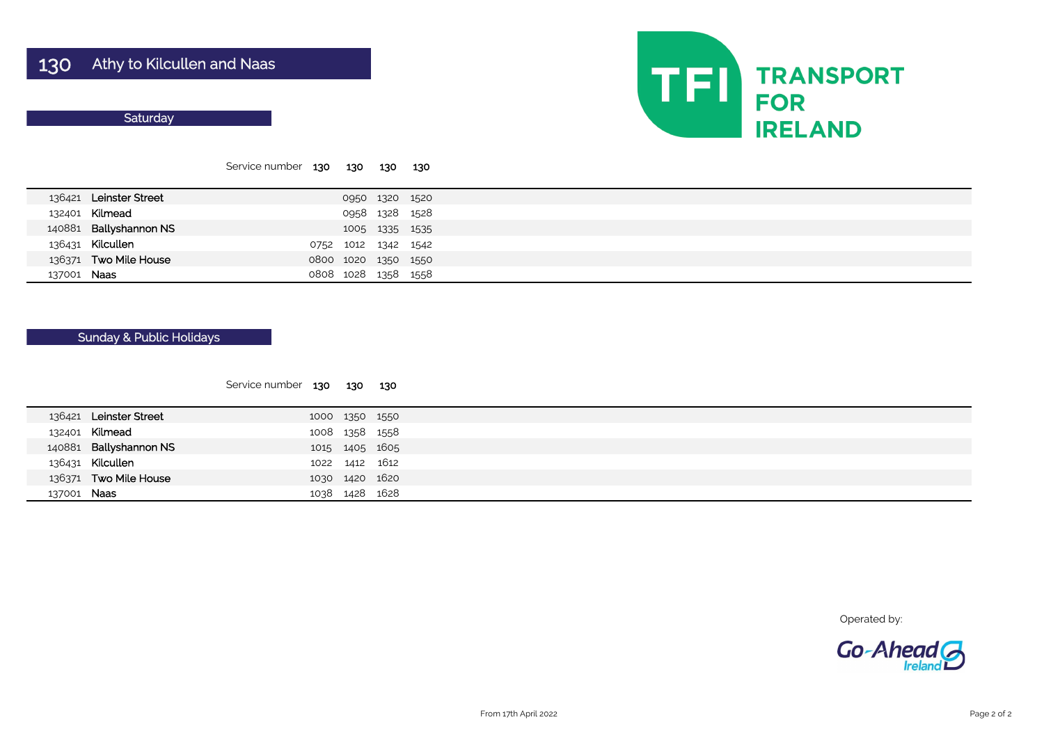# 130 Athy to Kilcullen and Naas

## Saturday

| | | Service number | 130 | 130 | 130 | 130 |
|---|---|---|---|---|---|---|
| 136421 | Leinster Street | | | 0950 | 1320 | 1520 |
| 132401 | Kilmead | | | 0958 | 1328 | 1528 |
| 140881 | Ballyshannon NS | | | 1005 | 1335 | 1535 |
| 136431 | Kilcullen | | 0752 | 1012 | 1342 | 1542 |
| 136371 | Two Mile House | | 0800 | 1020 | 1350 | 1550 |
| 137001 | Naas | | 0808 | 1028 | 1358 | 1558 |

## Sunday & Public Holidays

| | | Service number | 130 | 130 | 130 |
|---|---|---|---|---|---|
| 136421 | Leinster Street | | 1000 | 1350 | 1550 |
| 132401 | Kilmead | | 1008 | 1358 | 1558 |
| 140881 | Ballyshannon NS | | 1015 | 1405 | 1605 |
| 136431 | Kilcullen | | 1022 | 1412 | 1612 |
| 136371 | Two Mile House | | 1030 | 1420 | 1620 |
| 137001 | Naas | | 1038 | 1428 | 1628 |

Operated by: Go-Ahead Ireland

From 17th April 2022